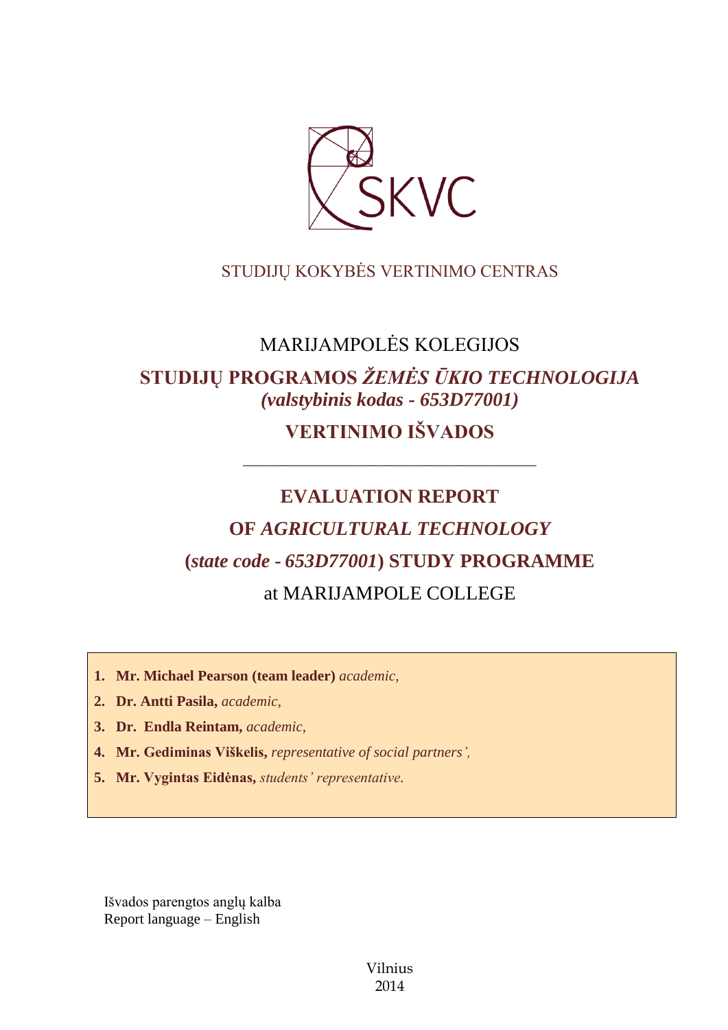SKVC

STUDIJŲ KOKYBĖS VERTINIMO CENTRAS

MARIJAMPOLĖS KOLEGIJOS

# STUDIJŲ PROGRAMOS *ŽEMĖS ŪKIO TECHNOLOGIJA* *(valstybinis kodas - 653D77001)*

# VERTINIMO IŠVADOS

---

# EVALUATION REPORT OF *AGRICULTURAL TECHNOLOGY* (*state code - 653D77001*) STUDY PROGRAMME

at MARIJAMPOLE COLLEGE

1. **Mr. Michael Pearson (team leader)** *academic,*
2. **Dr. Antti Pasila,** *academic,*
3. **Dr. Endla Reintam,** *academic,*
4. **Mr. Gediminas Viškelis,** *representative of social partners',*
5. **Mr. Vygintas Eidėnas,** *students' representative.*

Išvados parengtos anglų kalba
Report language – English

Vilnius
2014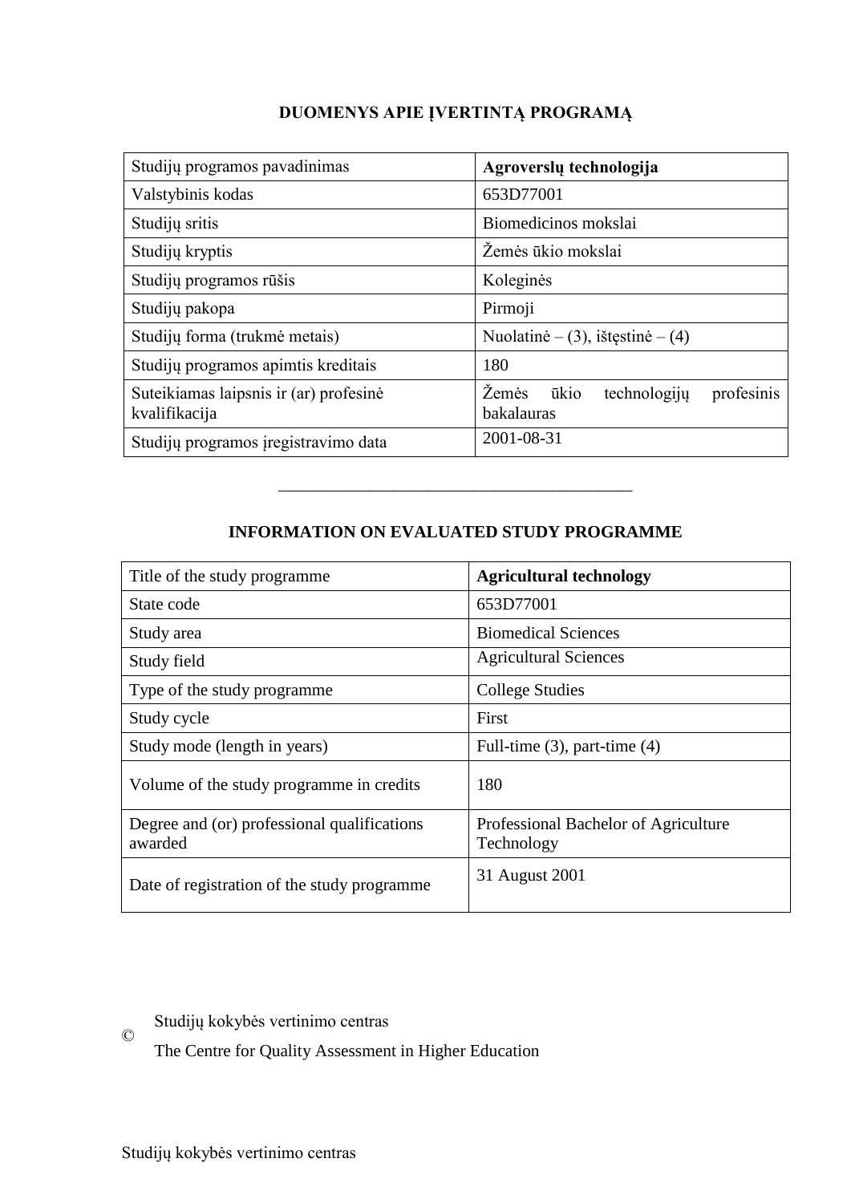## DUOMENYS APIE ĮVERTINTĄ PROGRAMĄ

| Studijų programos pavadinimas | **Agroverslų technologija** |
|---|---|
| Valstybinis kodas | 653D77001 |
| Studijų sritis | Biomedicinos mokslai |
| Studijų kryptis | Žemės ūkio mokslai |
| Studijų programos rūšis | Koleginės |
| Studijų pakopa | Pirmoji |
| Studijų forma (trukmė metais) | Nuolatinė – (3), ištęstinė – (4) |
| Studijų programos apimtis kreditais | 180 |
| Suteikiamas laipsnis ir (ar) profesinė kvalifikacija | Žemės ūkio technologijų profesinis bakalauras |
| Studijų programos įregistravimo data | 2001-08-31 |

---

## INFORMATION ON EVALUATED STUDY PROGRAMME

| Title of the study programme | **Agricultural technology** |
|---|---|
| State code | 653D77001 |
| Study area | Biomedical Sciences |
| Study field | Agricultural Sciences |
| Type of the study programme | College Studies |
| Study cycle | First |
| Study mode (length in years) | Full-time (3), part-time (4) |
| Volume of the study programme in credits | 180 |
| Degree and (or) professional qualifications awarded | Professional Bachelor of Agriculture Technology |
| Date of registration of the study programme | 31 August 2001 |

© Studijų kokybės vertinimo centras
The Centre for Quality Assessment in Higher Education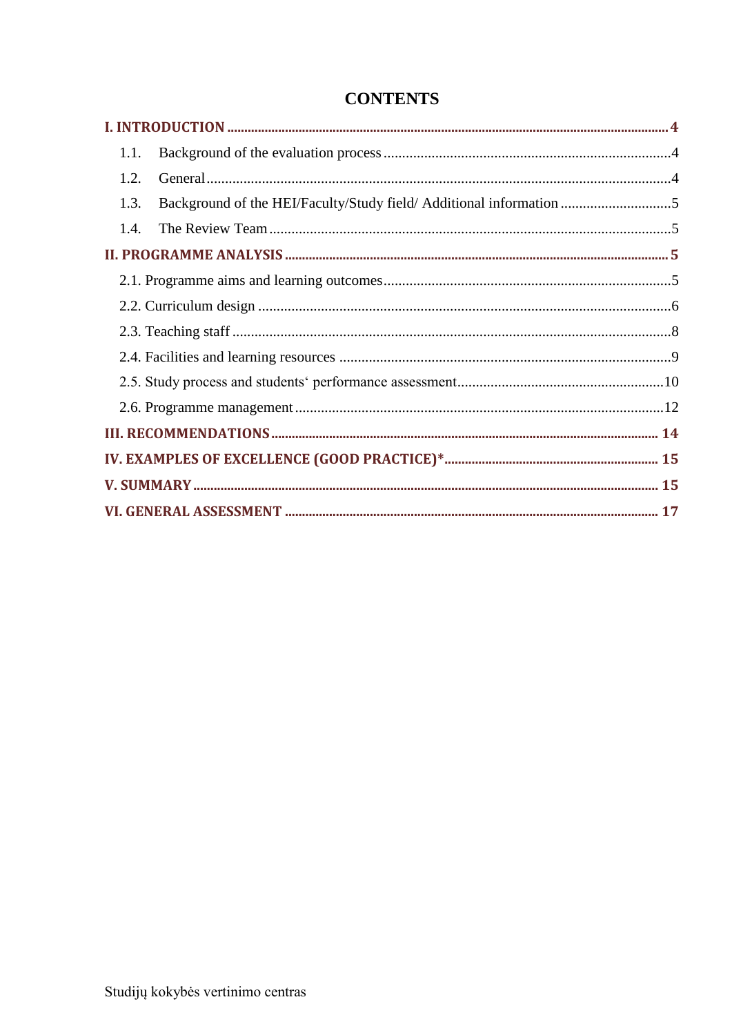# CONTENTS

**I. INTRODUCTION** .......... **4**

1.1. Background of the evaluation process .......... 4

1.2. General .......... 4

1.3. Background of the HEI/Faculty/Study field/ Additional information .......... 5

1.4. The Review Team .......... 5

**II. PROGRAMME ANALYSIS** .......... **5**

2.1. Programme aims and learning outcomes .......... 5

2.2. Curriculum design .......... 6

2.3. Teaching staff .......... 8

2.4. Facilities and learning resources .......... 9

2.5. Study process and students‘ performance assessment .......... 10

2.6. Programme management .......... 12

**III. RECOMMENDATIONS** .......... **14**

**IV. EXAMPLES OF EXCELLENCE (GOOD PRACTICE)*** .......... **15**

**V. SUMMARY** .......... **15**

**VI. GENERAL ASSESSMENT** .......... **17**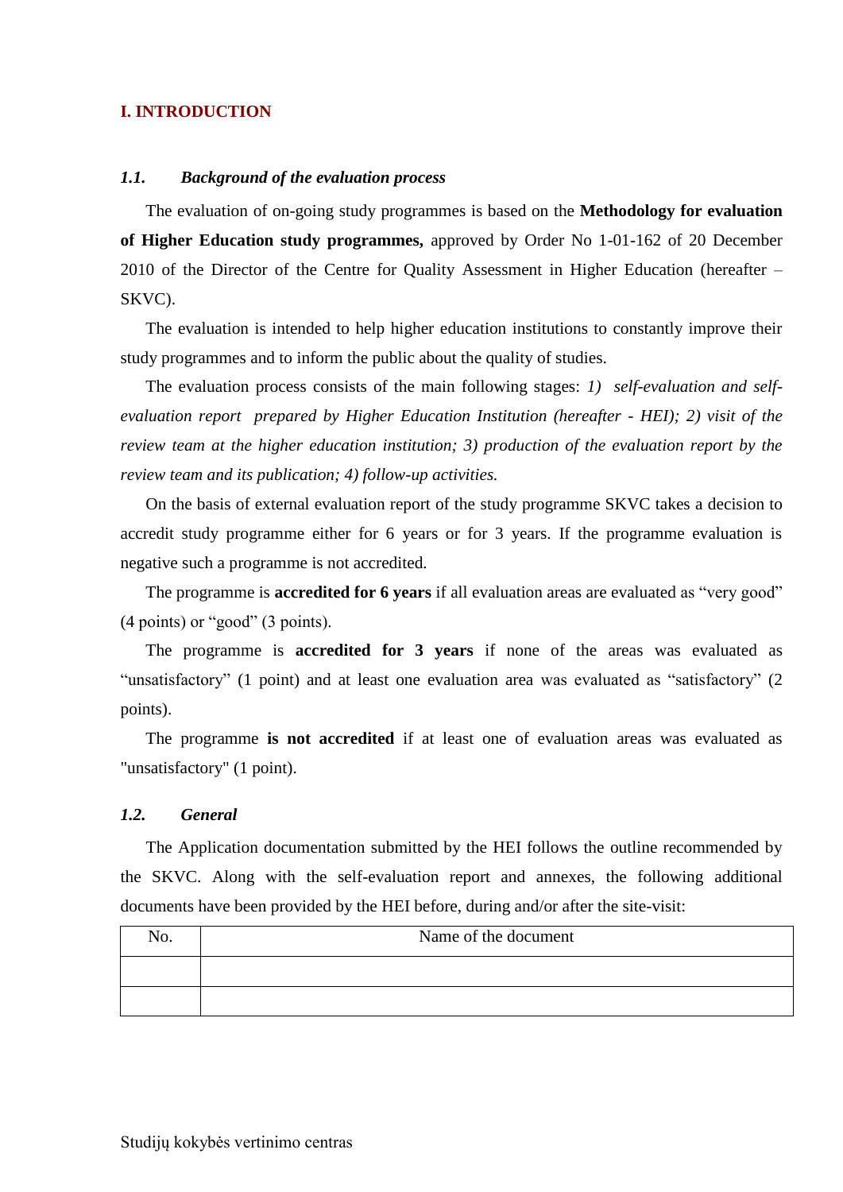## I. INTRODUCTION

### *1.1. Background of the evaluation process*

The evaluation of on-going study programmes is based on the **Methodology for evaluation of Higher Education study programmes,** approved by Order No 1-01-162 of 20 December 2010 of the Director of the Centre for Quality Assessment in Higher Education (hereafter – SKVC).

The evaluation is intended to help higher education institutions to constantly improve their study programmes and to inform the public about the quality of studies.

The evaluation process consists of the main following stages: *1) self-evaluation and self-evaluation report prepared by Higher Education Institution (hereafter - HEI); 2) visit of the review team at the higher education institution; 3) production of the evaluation report by the review team and its publication; 4) follow-up activities.*

On the basis of external evaluation report of the study programme SKVC takes a decision to accredit study programme either for 6 years or for 3 years. If the programme evaluation is negative such a programme is not accredited.

The programme is **accredited for 6 years** if all evaluation areas are evaluated as "very good" (4 points) or "good" (3 points).

The programme is **accredited for 3 years** if none of the areas was evaluated as "unsatisfactory" (1 point) and at least one evaluation area was evaluated as "satisfactory" (2 points).

The programme **is not accredited** if at least one of evaluation areas was evaluated as "unsatisfactory" (1 point).

### *1.2. General*

The Application documentation submitted by the HEI follows the outline recommended by the SKVC. Along with the self-evaluation report and annexes, the following additional documents have been provided by the HEI before, during and/or after the site-visit:

| No. | Name of the document |
|---|---|
| | |
| | |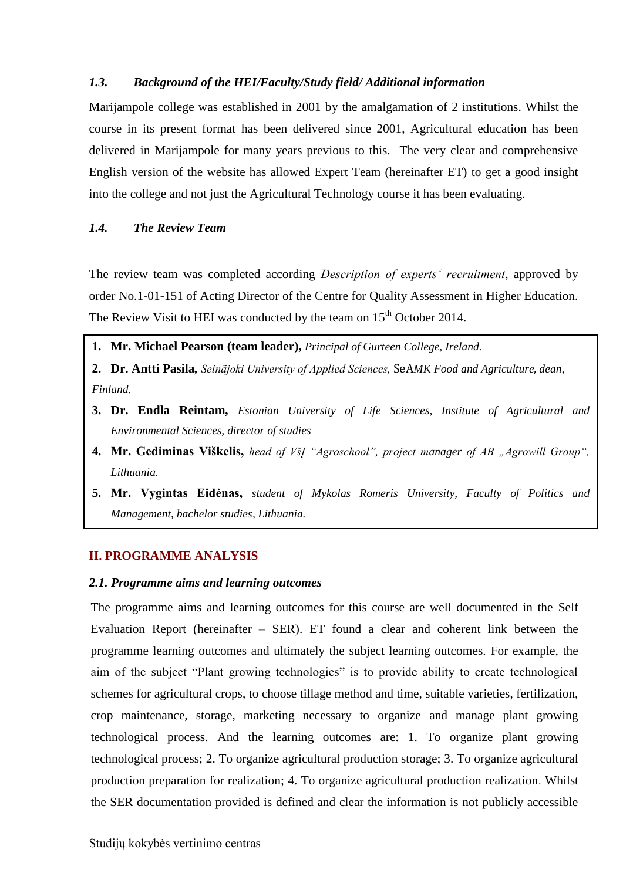### *1.3. Background of the HEI/Faculty/Study field/ Additional information*

Marijampole college was established in 2001 by the amalgamation of 2 institutions. Whilst the course in its present format has been delivered since 2001, Agricultural education has been delivered in Marijampole for many years previous to this. The very clear and comprehensive English version of the website has allowed Expert Team (hereinafter ET) to get a good insight into the college and not just the Agricultural Technology course it has been evaluating.

### *1.4. The Review Team*

The review team was completed according *Description of experts' recruitment*, approved by order No.1-01-151 of Acting Director of the Centre for Quality Assessment in Higher Education. The Review Visit to HEI was conducted by the team on 15th October 2014.

1. **Mr. Michael Pearson (team leader),** *Principal of Gurteen College, Ireland.*
2. **Dr. Antti Pasila,** *Seinäjoki University of Applied Sciences,* SeA*MK Food and Agriculture, dean, Finland.*
3. **Dr. Endla Reintam,** *Estonian University of Life Sciences, Institute of Agricultural and Environmental Sciences, director of studies*
4. **Mr. Gediminas Viškelis,** *head of VšĮ "Agroschool", project manager of AB „Agrowill Group", Lithuania.*
5. **Mr. Vygintas Eidėnas,** *student of Mykolas Romeris University, Faculty of Politics and Management, bachelor studies, Lithuania.*

## II. PROGRAMME ANALYSIS

### *2.1. Programme aims and learning outcomes*

The programme aims and learning outcomes for this course are well documented in the Self Evaluation Report (hereinafter – SER). ET found a clear and coherent link between the programme learning outcomes and ultimately the subject learning outcomes. For example, the aim of the subject "Plant growing technologies" is to provide ability to create technological schemes for agricultural crops, to choose tillage method and time, suitable varieties, fertilization, crop maintenance, storage, marketing necessary to organize and manage plant growing technological process. And the learning outcomes are: 1. To organize plant growing technological process; 2. To organize agricultural production storage; 3. To organize agricultural production preparation for realization; 4. To organize agricultural production realization. Whilst the SER documentation provided is defined and clear the information is not publicly accessible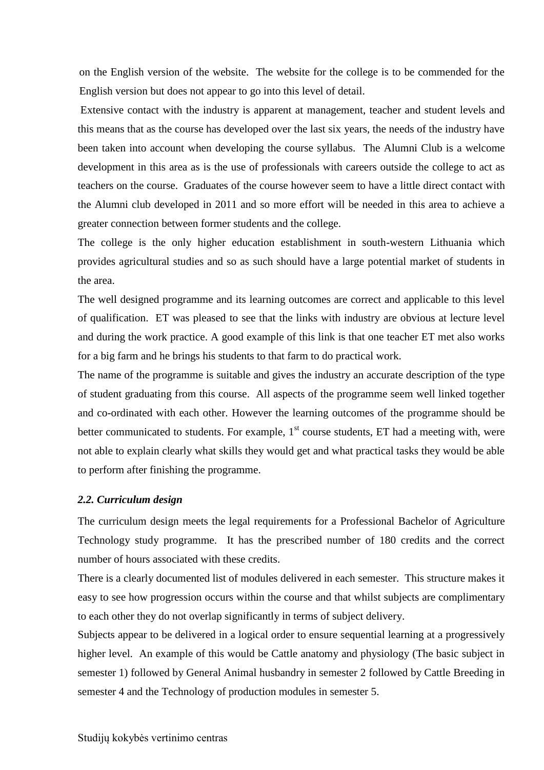on the English version of the website. The website for the college is to be commended for the English version but does not appear to go into this level of detail.

Extensive contact with the industry is apparent at management, teacher and student levels and this means that as the course has developed over the last six years, the needs of the industry have been taken into account when developing the course syllabus. The Alumni Club is a welcome development in this area as is the use of professionals with careers outside the college to act as teachers on the course. Graduates of the course however seem to have a little direct contact with the Alumni club developed in 2011 and so more effort will be needed in this area to achieve a greater connection between former students and the college.

The college is the only higher education establishment in south-western Lithuania which provides agricultural studies and so as such should have a large potential market of students in the area.

The well designed programme and its learning outcomes are correct and applicable to this level of qualification. ET was pleased to see that the links with industry are obvious at lecture level and during the work practice. A good example of this link is that one teacher ET met also works for a big farm and he brings his students to that farm to do practical work.

The name of the programme is suitable and gives the industry an accurate description of the type of student graduating from this course. All aspects of the programme seem well linked together and co-ordinated with each other. However the learning outcomes of the programme should be better communicated to students. For example, 1st course students, ET had a meeting with, were not able to explain clearly what skills they would get and what practical tasks they would be able to perform after finishing the programme.

### *2.2. Curriculum design*

The curriculum design meets the legal requirements for a Professional Bachelor of Agriculture Technology study programme. It has the prescribed number of 180 credits and the correct number of hours associated with these credits.

There is a clearly documented list of modules delivered in each semester. This structure makes it easy to see how progression occurs within the course and that whilst subjects are complimentary to each other they do not overlap significantly in terms of subject delivery.

Subjects appear to be delivered in a logical order to ensure sequential learning at a progressively higher level. An example of this would be Cattle anatomy and physiology (The basic subject in semester 1) followed by General Animal husbandry in semester 2 followed by Cattle Breeding in semester 4 and the Technology of production modules in semester 5.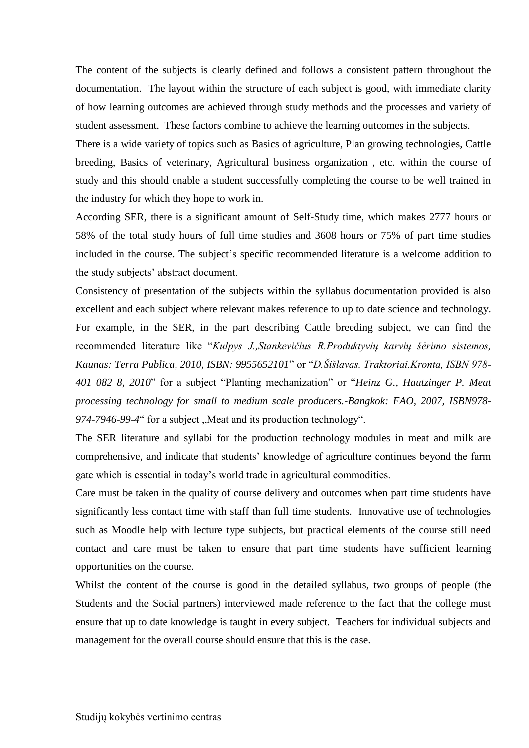The content of the subjects is clearly defined and follows a consistent pattern throughout the documentation. The layout within the structure of each subject is good, with immediate clarity of how learning outcomes are achieved through study methods and the processes and variety of student assessment. These factors combine to achieve the learning outcomes in the subjects.

There is a wide variety of topics such as Basics of agriculture, Plan growing technologies, Cattle breeding, Basics of veterinary, Agricultural business organization , etc. within the course of study and this should enable a student successfully completing the course to be well trained in the industry for which they hope to work in.

According SER, there is a significant amount of Self-Study time, which makes 2777 hours or 58% of the total study hours of full time studies and 3608 hours or 75% of part time studies included in the course. The subject's specific recommended literature is a welcome addition to the study subjects' abstract document.

Consistency of presentation of the subjects within the syllabus documentation provided is also excellent and each subject where relevant makes reference to up to date science and technology. For example, in the SER, in the part describing Cattle breeding subject, we can find the recommended literature like "*Kulpys J.,Stankevičius R.Produktyvių karvių šėrimo sistemos, Kaunas: Terra Publica, 2010, ISBN: 9955652101*" or "*D.Šišlavas. Traktoriai.Kronta, ISBN 978-401 082 8, 2010*" for a subject "Planting mechanization" or "*Heinz G., Hautzinger P. Meat processing technology for small to medium scale producers.-Bangkok: FAO, 2007, ISBN978-974-7946-99-4*" for a subject „Meat and its production technology".

The SER literature and syllabi for the production technology modules in meat and milk are comprehensive, and indicate that students' knowledge of agriculture continues beyond the farm gate which is essential in today's world trade in agricultural commodities.

Care must be taken in the quality of course delivery and outcomes when part time students have significantly less contact time with staff than full time students. Innovative use of technologies such as Moodle help with lecture type subjects, but practical elements of the course still need contact and care must be taken to ensure that part time students have sufficient learning opportunities on the course.

Whilst the content of the course is good in the detailed syllabus, two groups of people (the Students and the Social partners) interviewed made reference to the fact that the college must ensure that up to date knowledge is taught in every subject. Teachers for individual subjects and management for the overall course should ensure that this is the case.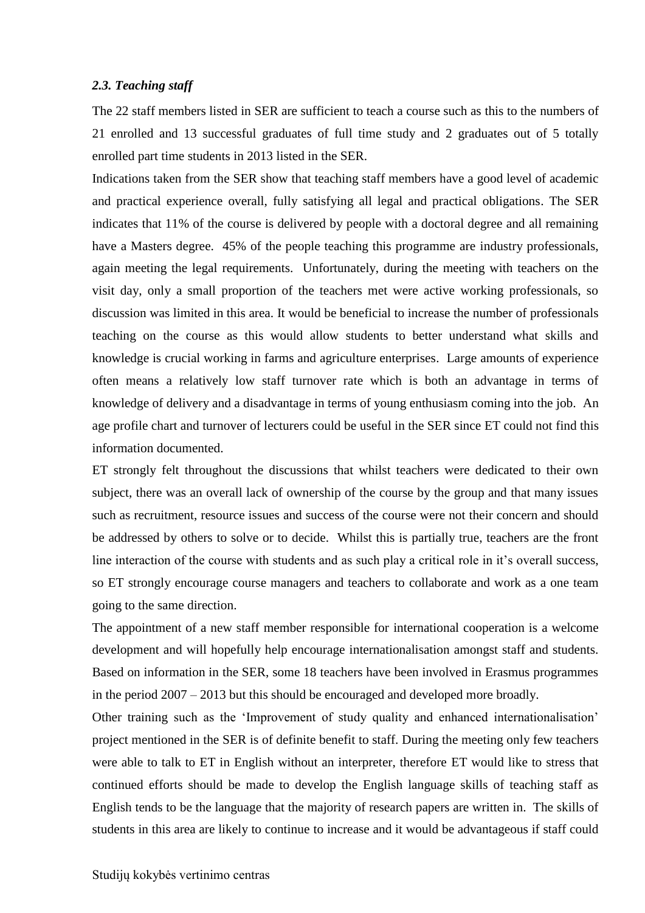### *2.3. Teaching staff*

The 22 staff members listed in SER are sufficient to teach a course such as this to the numbers of 21 enrolled and 13 successful graduates of full time study and 2 graduates out of 5 totally enrolled part time students in 2013 listed in the SER.

Indications taken from the SER show that teaching staff members have a good level of academic and practical experience overall, fully satisfying all legal and practical obligations. The SER indicates that 11% of the course is delivered by people with a doctoral degree and all remaining have a Masters degree. 45% of the people teaching this programme are industry professionals, again meeting the legal requirements. Unfortunately, during the meeting with teachers on the visit day, only a small proportion of the teachers met were active working professionals, so discussion was limited in this area. It would be beneficial to increase the number of professionals teaching on the course as this would allow students to better understand what skills and knowledge is crucial working in farms and agriculture enterprises. Large amounts of experience often means a relatively low staff turnover rate which is both an advantage in terms of knowledge of delivery and a disadvantage in terms of young enthusiasm coming into the job. An age profile chart and turnover of lecturers could be useful in the SER since ET could not find this information documented.

ET strongly felt throughout the discussions that whilst teachers were dedicated to their own subject, there was an overall lack of ownership of the course by the group and that many issues such as recruitment, resource issues and success of the course were not their concern and should be addressed by others to solve or to decide. Whilst this is partially true, teachers are the front line interaction of the course with students and as such play a critical role in it's overall success, so ET strongly encourage course managers and teachers to collaborate and work as a one team going to the same direction.

The appointment of a new staff member responsible for international cooperation is a welcome development and will hopefully help encourage internationalisation amongst staff and students. Based on information in the SER, some 18 teachers have been involved in Erasmus programmes in the period 2007 – 2013 but this should be encouraged and developed more broadly.

Other training such as the 'Improvement of study quality and enhanced internationalisation' project mentioned in the SER is of definite benefit to staff. During the meeting only few teachers were able to talk to ET in English without an interpreter, therefore ET would like to stress that continued efforts should be made to develop the English language skills of teaching staff as English tends to be the language that the majority of research papers are written in. The skills of students in this area are likely to continue to increase and it would be advantageous if staff could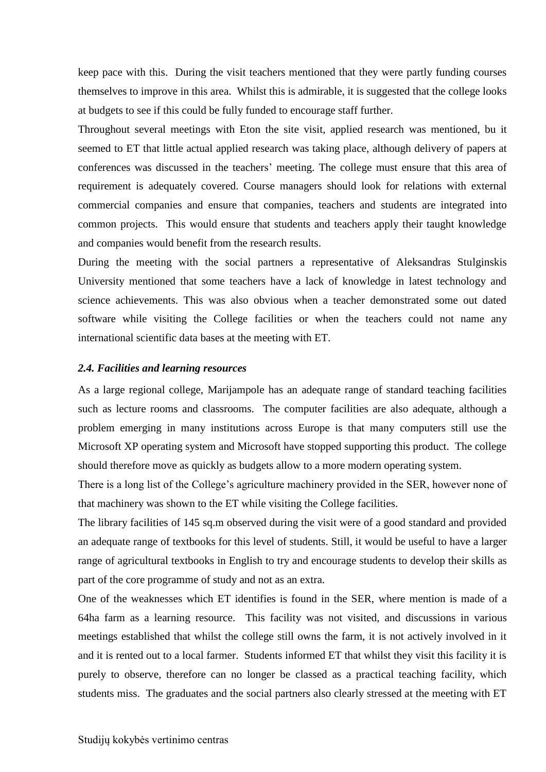keep pace with this. During the visit teachers mentioned that they were partly funding courses themselves to improve in this area. Whilst this is admirable, it is suggested that the college looks at budgets to see if this could be fully funded to encourage staff further.

Throughout several meetings with Eton the site visit, applied research was mentioned, bu it seemed to ET that little actual applied research was taking place, although delivery of papers at conferences was discussed in the teachers' meeting. The college must ensure that this area of requirement is adequately covered. Course managers should look for relations with external commercial companies and ensure that companies, teachers and students are integrated into common projects. This would ensure that students and teachers apply their taught knowledge and companies would benefit from the research results.

During the meeting with the social partners a representative of Aleksandras Stulginskis University mentioned that some teachers have a lack of knowledge in latest technology and science achievements. This was also obvious when a teacher demonstrated some out dated software while visiting the College facilities or when the teachers could not name any international scientific data bases at the meeting with ET.

### *2.4. Facilities and learning resources*

As a large regional college, Marijampole has an adequate range of standard teaching facilities such as lecture rooms and classrooms. The computer facilities are also adequate, although a problem emerging in many institutions across Europe is that many computers still use the Microsoft XP operating system and Microsoft have stopped supporting this product. The college should therefore move as quickly as budgets allow to a more modern operating system.

There is a long list of the College's agriculture machinery provided in the SER, however none of that machinery was shown to the ET while visiting the College facilities.

The library facilities of 145 sq.m observed during the visit were of a good standard and provided an adequate range of textbooks for this level of students. Still, it would be useful to have a larger range of agricultural textbooks in English to try and encourage students to develop their skills as part of the core programme of study and not as an extra.

One of the weaknesses which ET identifies is found in the SER, where mention is made of a 64ha farm as a learning resource. This facility was not visited, and discussions in various meetings established that whilst the college still owns the farm, it is not actively involved in it and it is rented out to a local farmer. Students informed ET that whilst they visit this facility it is purely to observe, therefore can no longer be classed as a practical teaching facility, which students miss. The graduates and the social partners also clearly stressed at the meeting with ET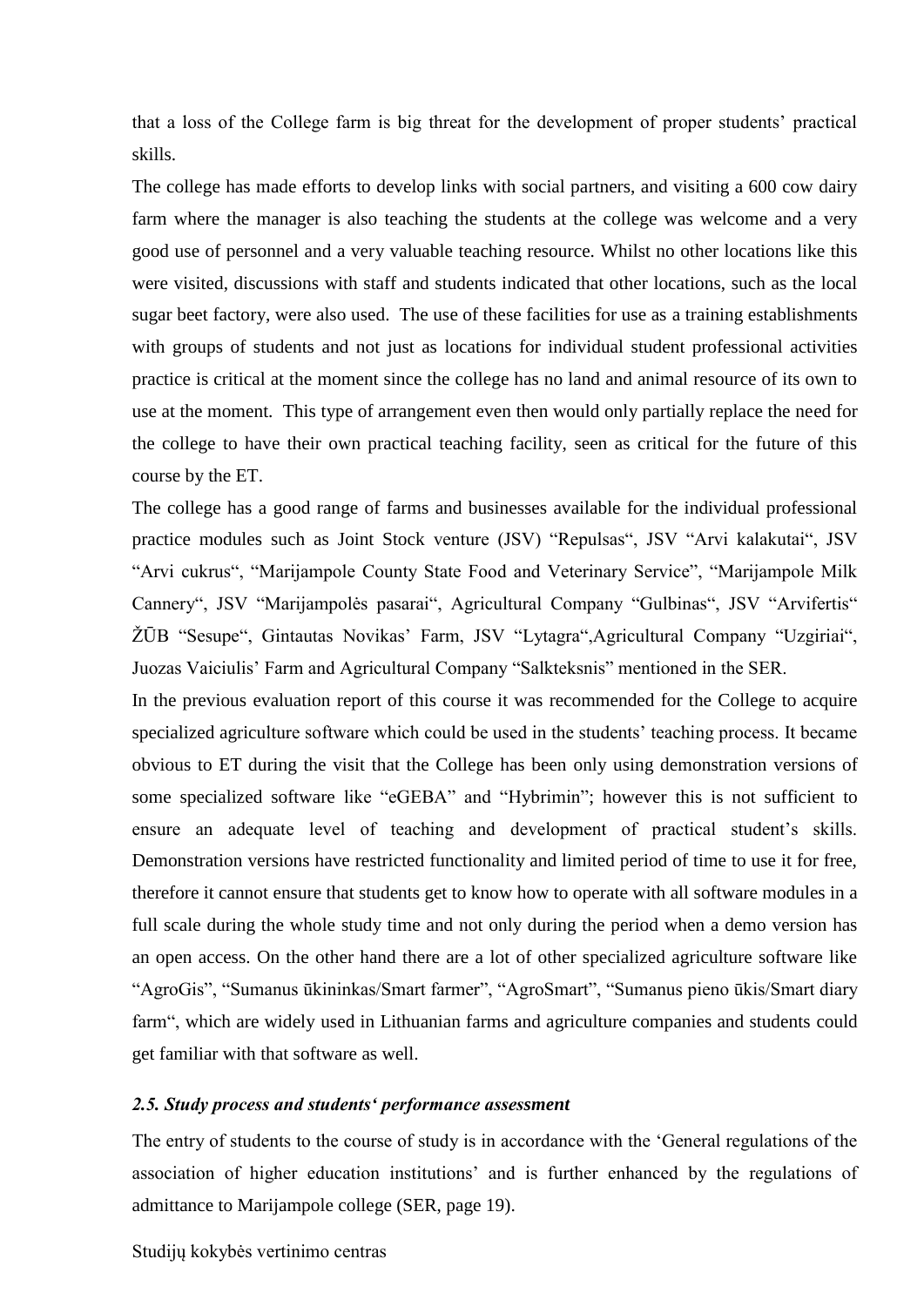that a loss of the College farm is big threat for the development of proper students' practical skills.

The college has made efforts to develop links with social partners, and visiting a 600 cow dairy farm where the manager is also teaching the students at the college was welcome and a very good use of personnel and a very valuable teaching resource. Whilst no other locations like this were visited, discussions with staff and students indicated that other locations, such as the local sugar beet factory, were also used. The use of these facilities for use as a training establishments with groups of students and not just as locations for individual student professional activities practice is critical at the moment since the college has no land and animal resource of its own to use at the moment. This type of arrangement even then would only partially replace the need for the college to have their own practical teaching facility, seen as critical for the future of this course by the ET.

The college has a good range of farms and businesses available for the individual professional practice modules such as Joint Stock venture (JSV) "Repulsas", JSV "Arvi kalakutai", JSV "Arvi cukrus", "Marijampole County State Food and Veterinary Service", "Marijampole Milk Cannery", JSV "Marijampolės pasarai", Agricultural Company "Gulbinas", JSV "Arvifertis" ŽŪB "Sesupe", Gintautas Novikas' Farm, JSV "Lytagra",Agricultural Company "Uzgiriai", Juozas Vaiciulis' Farm and Agricultural Company "Salkteksnis" mentioned in the SER.

In the previous evaluation report of this course it was recommended for the College to acquire specialized agriculture software which could be used in the students' teaching process. It became obvious to ET during the visit that the College has been only using demonstration versions of some specialized software like "eGEBA" and "Hybrimin"; however this is not sufficient to ensure an adequate level of teaching and development of practical student's skills. Demonstration versions have restricted functionality and limited period of time to use it for free, therefore it cannot ensure that students get to know how to operate with all software modules in a full scale during the whole study time and not only during the period when a demo version has an open access. On the other hand there are a lot of other specialized agriculture software like "AgroGis", "Sumanus ūkininkas/Smart farmer", "AgroSmart", "Sumanus pieno ūkis/Smart diary farm", which are widely used in Lithuanian farms and agriculture companies and students could get familiar with that software as well.

### *2.5. Study process and students' performance assessment*

The entry of students to the course of study is in accordance with the 'General regulations of the association of higher education institutions' and is further enhanced by the regulations of admittance to Marijampole college (SER, page 19).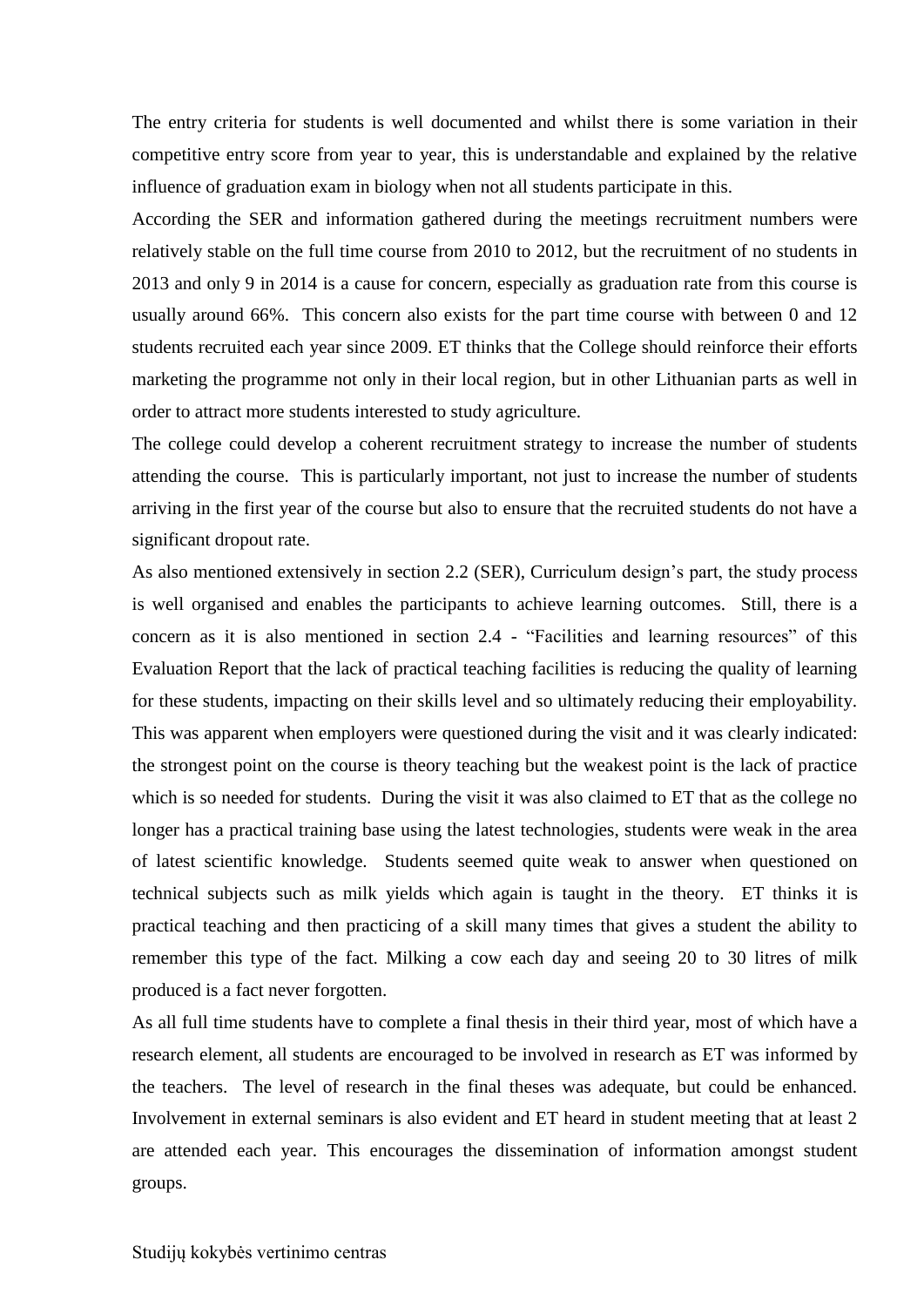The entry criteria for students is well documented and whilst there is some variation in their competitive entry score from year to year, this is understandable and explained by the relative influence of graduation exam in biology when not all students participate in this.

According the SER and information gathered during the meetings recruitment numbers were relatively stable on the full time course from 2010 to 2012, but the recruitment of no students in 2013 and only 9 in 2014 is a cause for concern, especially as graduation rate from this course is usually around 66%. This concern also exists for the part time course with between 0 and 12 students recruited each year since 2009. ET thinks that the College should reinforce their efforts marketing the programme not only in their local region, but in other Lithuanian parts as well in order to attract more students interested to study agriculture.

The college could develop a coherent recruitment strategy to increase the number of students attending the course. This is particularly important, not just to increase the number of students arriving in the first year of the course but also to ensure that the recruited students do not have a significant dropout rate.

As also mentioned extensively in section 2.2 (SER), Curriculum design's part, the study process is well organised and enables the participants to achieve learning outcomes. Still, there is a concern as it is also mentioned in section 2.4 - "Facilities and learning resources" of this Evaluation Report that the lack of practical teaching facilities is reducing the quality of learning for these students, impacting on their skills level and so ultimately reducing their employability. This was apparent when employers were questioned during the visit and it was clearly indicated: the strongest point on the course is theory teaching but the weakest point is the lack of practice which is so needed for students. During the visit it was also claimed to ET that as the college no longer has a practical training base using the latest technologies, students were weak in the area of latest scientific knowledge. Students seemed quite weak to answer when questioned on technical subjects such as milk yields which again is taught in the theory. ET thinks it is practical teaching and then practicing of a skill many times that gives a student the ability to remember this type of the fact. Milking a cow each day and seeing 20 to 30 litres of milk produced is a fact never forgotten.

As all full time students have to complete a final thesis in their third year, most of which have a research element, all students are encouraged to be involved in research as ET was informed by the teachers. The level of research in the final theses was adequate, but could be enhanced. Involvement in external seminars is also evident and ET heard in student meeting that at least 2 are attended each year. This encourages the dissemination of information amongst student groups.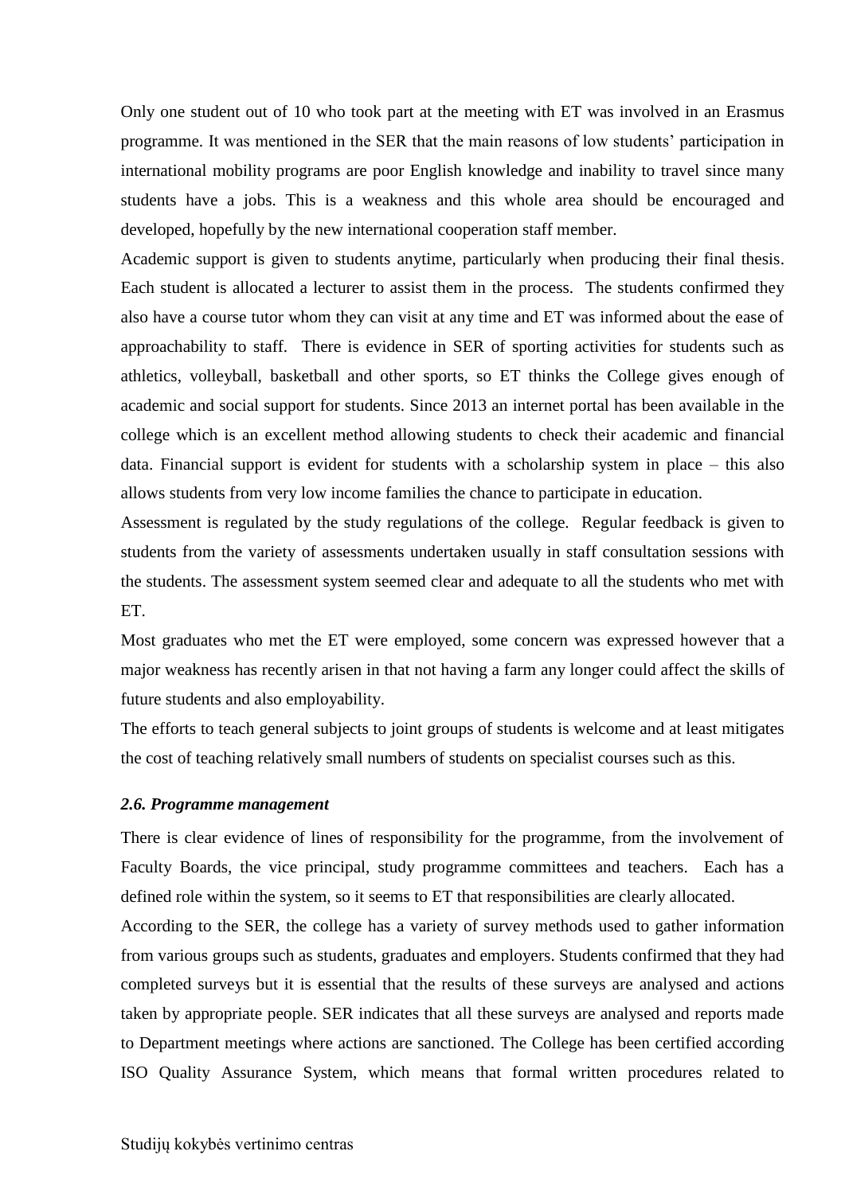Only one student out of 10 who took part at the meeting with ET was involved in an Erasmus programme. It was mentioned in the SER that the main reasons of low students' participation in international mobility programs are poor English knowledge and inability to travel since many students have a jobs. This is a weakness and this whole area should be encouraged and developed, hopefully by the new international cooperation staff member.

Academic support is given to students anytime, particularly when producing their final thesis. Each student is allocated a lecturer to assist them in the process. The students confirmed they also have a course tutor whom they can visit at any time and ET was informed about the ease of approachability to staff. There is evidence in SER of sporting activities for students such as athletics, volleyball, basketball and other sports, so ET thinks the College gives enough of academic and social support for students. Since 2013 an internet portal has been available in the college which is an excellent method allowing students to check their academic and financial data. Financial support is evident for students with a scholarship system in place – this also allows students from very low income families the chance to participate in education.

Assessment is regulated by the study regulations of the college. Regular feedback is given to students from the variety of assessments undertaken usually in staff consultation sessions with the students. The assessment system seemed clear and adequate to all the students who met with ET.

Most graduates who met the ET were employed, some concern was expressed however that a major weakness has recently arisen in that not having a farm any longer could affect the skills of future students and also employability.

The efforts to teach general subjects to joint groups of students is welcome and at least mitigates the cost of teaching relatively small numbers of students on specialist courses such as this.

### *2.6. Programme management*

There is clear evidence of lines of responsibility for the programme, from the involvement of Faculty Boards, the vice principal, study programme committees and teachers. Each has a defined role within the system, so it seems to ET that responsibilities are clearly allocated.

According to the SER, the college has a variety of survey methods used to gather information from various groups such as students, graduates and employers. Students confirmed that they had completed surveys but it is essential that the results of these surveys are analysed and actions taken by appropriate people. SER indicates that all these surveys are analysed and reports made to Department meetings where actions are sanctioned. The College has been certified according ISO Quality Assurance System, which means that formal written procedures related to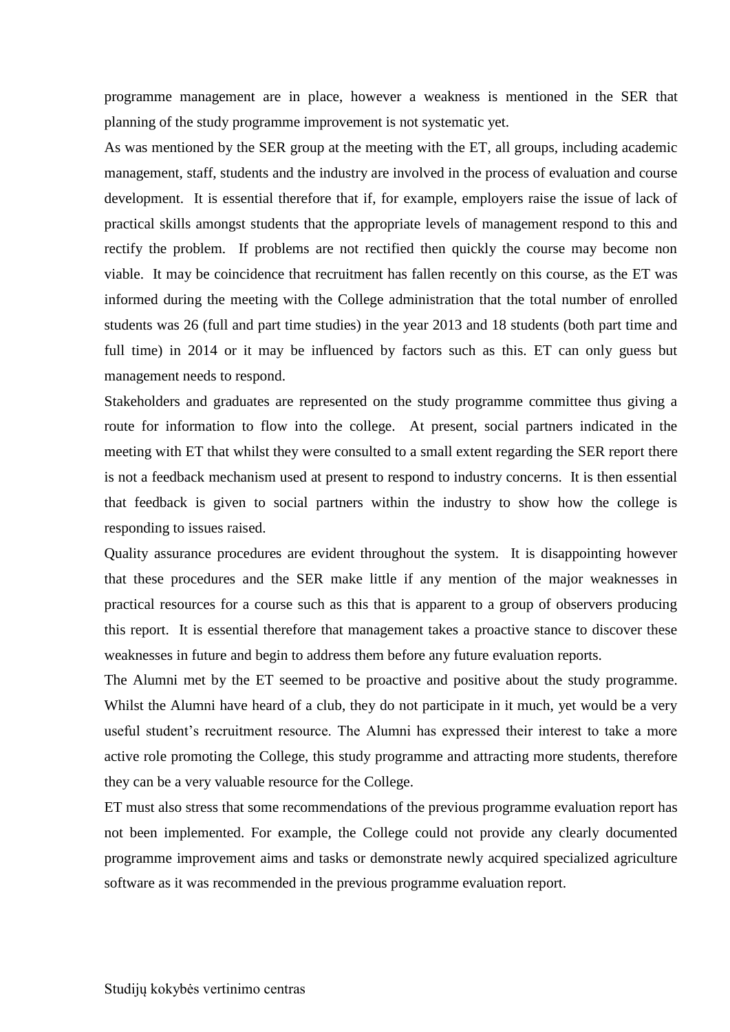programme management are in place, however a weakness is mentioned in the SER that planning of the study programme improvement is not systematic yet.

As was mentioned by the SER group at the meeting with the ET, all groups, including academic management, staff, students and the industry are involved in the process of evaluation and course development. It is essential therefore that if, for example, employers raise the issue of lack of practical skills amongst students that the appropriate levels of management respond to this and rectify the problem. If problems are not rectified then quickly the course may become non viable. It may be coincidence that recruitment has fallen recently on this course, as the ET was informed during the meeting with the College administration that the total number of enrolled students was 26 (full and part time studies) in the year 2013 and 18 students (both part time and full time) in 2014 or it may be influenced by factors such as this. ET can only guess but management needs to respond.

Stakeholders and graduates are represented on the study programme committee thus giving a route for information to flow into the college. At present, social partners indicated in the meeting with ET that whilst they were consulted to a small extent regarding the SER report there is not a feedback mechanism used at present to respond to industry concerns. It is then essential that feedback is given to social partners within the industry to show how the college is responding to issues raised.

Quality assurance procedures are evident throughout the system. It is disappointing however that these procedures and the SER make little if any mention of the major weaknesses in practical resources for a course such as this that is apparent to a group of observers producing this report. It is essential therefore that management takes a proactive stance to discover these weaknesses in future and begin to address them before any future evaluation reports.

The Alumni met by the ET seemed to be proactive and positive about the study programme. Whilst the Alumni have heard of a club, they do not participate in it much, yet would be a very useful student's recruitment resource. The Alumni has expressed their interest to take a more active role promoting the College, this study programme and attracting more students, therefore they can be a very valuable resource for the College.

ET must also stress that some recommendations of the previous programme evaluation report has not been implemented. For example, the College could not provide any clearly documented programme improvement aims and tasks or demonstrate newly acquired specialized agriculture software as it was recommended in the previous programme evaluation report.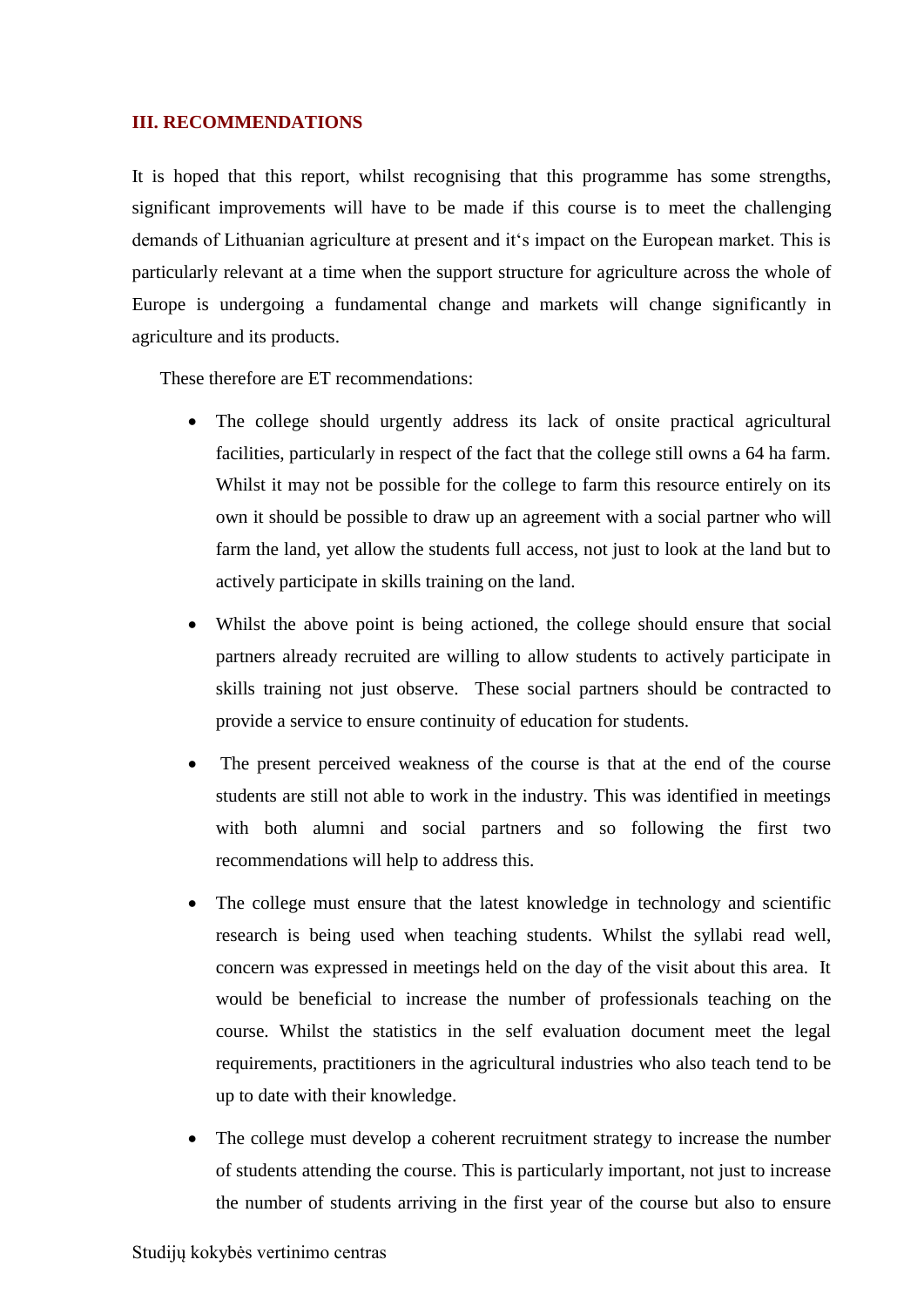## III. RECOMMENDATIONS

It is hoped that this report, whilst recognising that this programme has some strengths, significant improvements will have to be made if this course is to meet the challenging demands of Lithuanian agriculture at present and it's impact on the European market. This is particularly relevant at a time when the support structure for agriculture across the whole of Europe is undergoing a fundamental change and markets will change significantly in agriculture and its products.

These therefore are ET recommendations:

- The college should urgently address its lack of onsite practical agricultural facilities, particularly in respect of the fact that the college still owns a 64 ha farm. Whilst it may not be possible for the college to farm this resource entirely on its own it should be possible to draw up an agreement with a social partner who will farm the land, yet allow the students full access, not just to look at the land but to actively participate in skills training on the land.
- Whilst the above point is being actioned, the college should ensure that social partners already recruited are willing to allow students to actively participate in skills training not just observe. These social partners should be contracted to provide a service to ensure continuity of education for students.
- The present perceived weakness of the course is that at the end of the course students are still not able to work in the industry. This was identified in meetings with both alumni and social partners and so following the first two recommendations will help to address this.
- The college must ensure that the latest knowledge in technology and scientific research is being used when teaching students. Whilst the syllabi read well, concern was expressed in meetings held on the day of the visit about this area. It would be beneficial to increase the number of professionals teaching on the course. Whilst the statistics in the self evaluation document meet the legal requirements, practitioners in the agricultural industries who also teach tend to be up to date with their knowledge.
- The college must develop a coherent recruitment strategy to increase the number of students attending the course. This is particularly important, not just to increase the number of students arriving in the first year of the course but also to ensure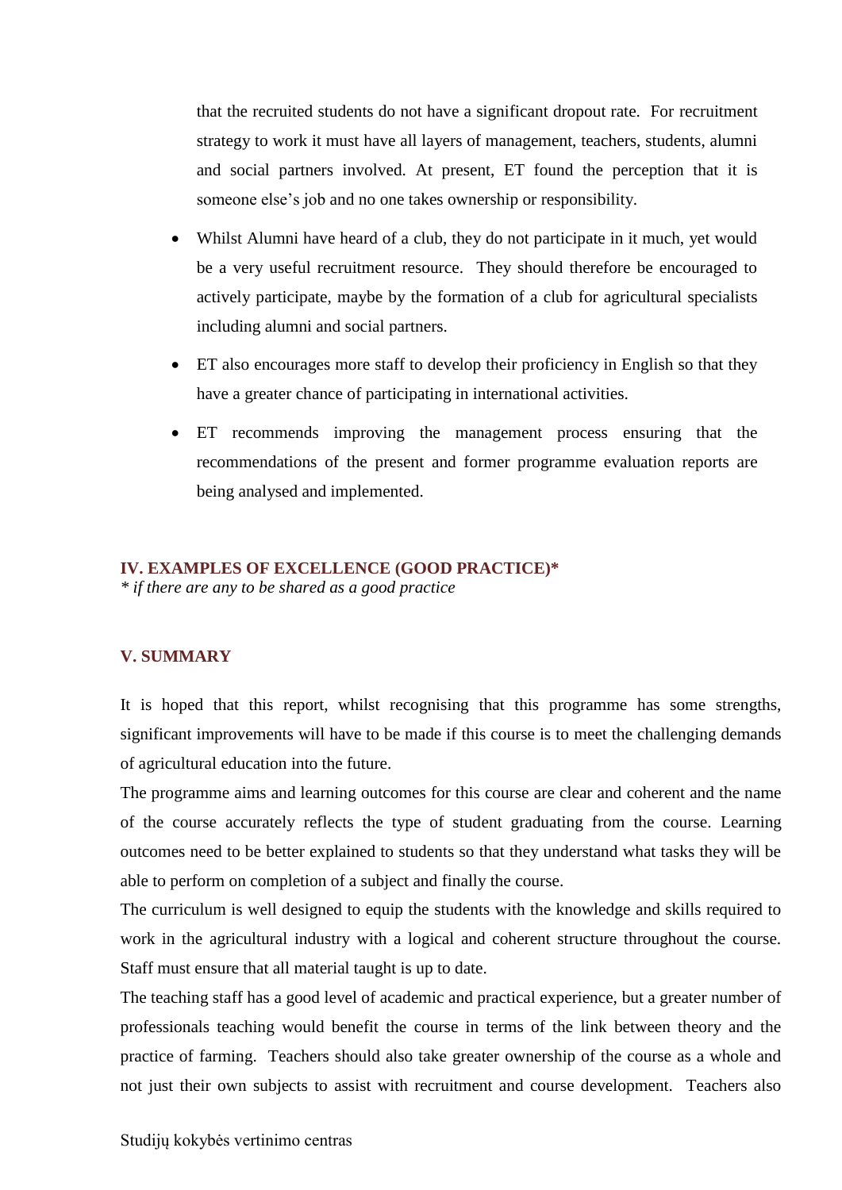that the recruited students do not have a significant dropout rate. For recruitment strategy to work it must have all layers of management, teachers, students, alumni and social partners involved. At present, ET found the perception that it is someone else's job and no one takes ownership or responsibility.

- Whilst Alumni have heard of a club, they do not participate in it much, yet would be a very useful recruitment resource. They should therefore be encouraged to actively participate, maybe by the formation of a club for agricultural specialists including alumni and social partners.
- ET also encourages more staff to develop their proficiency in English so that they have a greater chance of participating in international activities.
- ET recommends improving the management process ensuring that the recommendations of the present and former programme evaluation reports are being analysed and implemented.

## IV. EXAMPLES OF EXCELLENCE (GOOD PRACTICE)*

*\* if there are any to be shared as a good practice*

## V. SUMMARY

It is hoped that this report, whilst recognising that this programme has some strengths, significant improvements will have to be made if this course is to meet the challenging demands of agricultural education into the future.

The programme aims and learning outcomes for this course are clear and coherent and the name of the course accurately reflects the type of student graduating from the course. Learning outcomes need to be better explained to students so that they understand what tasks they will be able to perform on completion of a subject and finally the course.

The curriculum is well designed to equip the students with the knowledge and skills required to work in the agricultural industry with a logical and coherent structure throughout the course. Staff must ensure that all material taught is up to date.

The teaching staff has a good level of academic and practical experience, but a greater number of professionals teaching would benefit the course in terms of the link between theory and the practice of farming. Teachers should also take greater ownership of the course as a whole and not just their own subjects to assist with recruitment and course development. Teachers also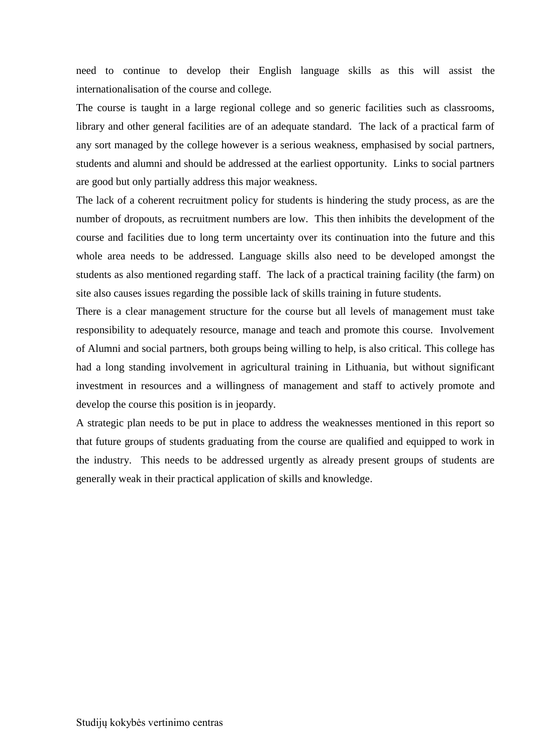need to continue to develop their English language skills as this will assist the internationalisation of the course and college.

The course is taught in a large regional college and so generic facilities such as classrooms, library and other general facilities are of an adequate standard. The lack of a practical farm of any sort managed by the college however is a serious weakness, emphasised by social partners, students and alumni and should be addressed at the earliest opportunity. Links to social partners are good but only partially address this major weakness.

The lack of a coherent recruitment policy for students is hindering the study process, as are the number of dropouts, as recruitment numbers are low. This then inhibits the development of the course and facilities due to long term uncertainty over its continuation into the future and this whole area needs to be addressed. Language skills also need to be developed amongst the students as also mentioned regarding staff. The lack of a practical training facility (the farm) on site also causes issues regarding the possible lack of skills training in future students.

There is a clear management structure for the course but all levels of management must take responsibility to adequately resource, manage and teach and promote this course. Involvement of Alumni and social partners, both groups being willing to help, is also critical. This college has had a long standing involvement in agricultural training in Lithuania, but without significant investment in resources and a willingness of management and staff to actively promote and develop the course this position is in jeopardy.

A strategic plan needs to be put in place to address the weaknesses mentioned in this report so that future groups of students graduating from the course are qualified and equipped to work in the industry. This needs to be addressed urgently as already present groups of students are generally weak in their practical application of skills and knowledge.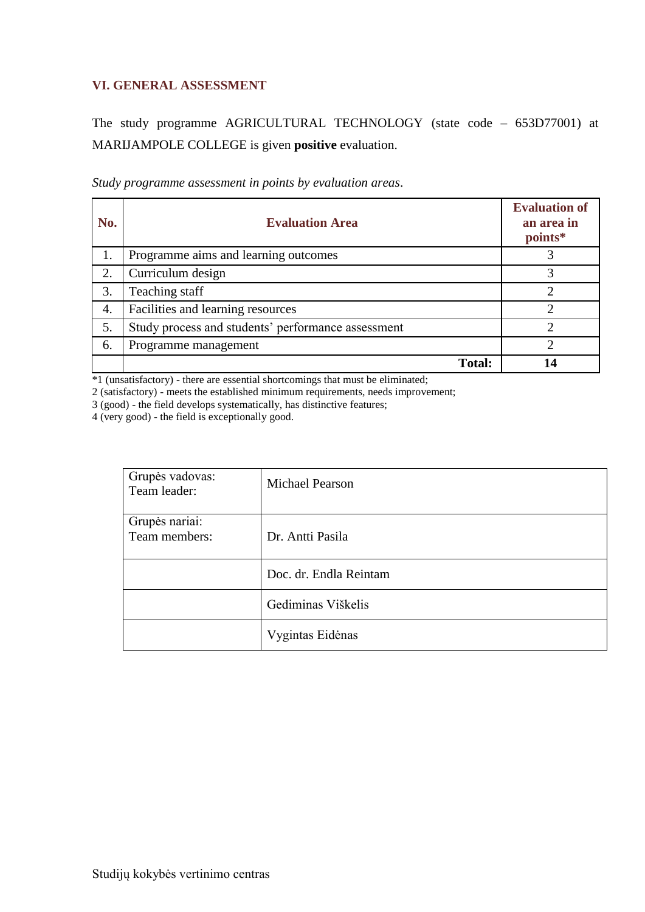## VI. GENERAL ASSESSMENT

The study programme AGRICULTURAL TECHNOLOGY (state code – 653D77001) at MARIJAMPOLE COLLEGE is given **positive** evaluation.

*Study programme assessment in points by evaluation areas*.

| No. | Evaluation Area | Evaluation of an area in points* |
|---|---|---|
| 1. | Programme aims and learning outcomes | 3 |
| 2. | Curriculum design | 3 |
| 3. | Teaching staff | 2 |
| 4. | Facilities and learning resources | 2 |
| 5. | Study process and students' performance assessment | 2 |
| 6. | Programme management | 2 |
| | **Total:** | **14** |

*1 (unsatisfactory) - there are essential shortcomings that must be eliminated;
2 (satisfactory) - meets the established minimum requirements, needs improvement;
3 (good) - the field develops systematically, has distinctive features;
4 (very good) - the field is exceptionally good.

| | |
|---|---|
| Grupės vadovas:<br>Team leader: | Michael Pearson |
| Grupės nariai:<br>Team members: | Dr. Antti Pasila |
| | Doc. dr. Endla Reintam |
| | Gediminas Viškelis |
| | Vygintas Eidėnas |

Studijų kokybės vertinimo centras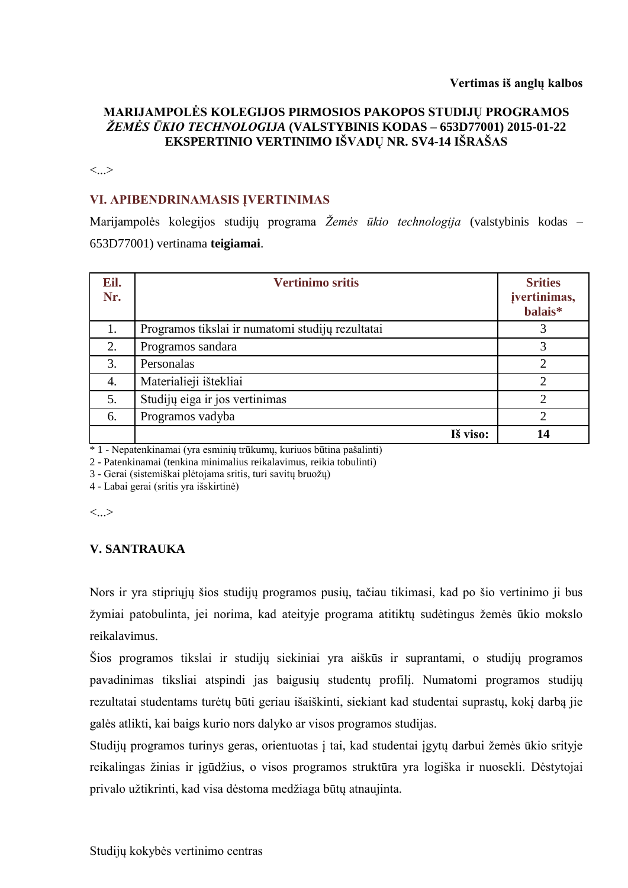**Vertimas iš anglų kalbos**

**MARIJAMPOLĖS KOLEGIJOS PIRMOSIOS PAKOPOS STUDIJŲ PROGRAMOS *ŽEMĖS ŪKIO TECHNOLOGIJA* (VALSTYBINIS KODAS – 653D77001) 2015-01-22 EKSPERTINIO VERTINIMO IŠVADŲ NR. SV4-14 IŠRAŠAS**

<...>

## VI. APIBENDRINAMASIS ĮVERTINIMAS

Marijampolės kolegijos studijų programa *Žemės ūkio technologija* (valstybinis kodas – 653D77001) vertinama **teigiamai**.

| Eil. Nr. | Vertinimo sritis | Srities įvertinimas, balais* |
|---|---|---|
| 1. | Programos tikslai ir numatomi studijų rezultatai | 3 |
| 2. | Programos sandara | 3 |
| 3. | Personalas | 2 |
| 4. | Materialieji ištekliai | 2 |
| 5. | Studijų eiga ir jos vertinimas | 2 |
| 6. | Programos vadyba | 2 |
| | **Iš viso:** | **14** |

\* 1 - Nepatenkinamai (yra esminių trūkumų, kuriuos būtina pašalinti)
2 - Patenkinamai (tenkina minimalius reikalavimus, reikia tobulinti)
3 - Gerai (sistemiškai plėtojama sritis, turi savitų bruožų)
4 - Labai gerai (sritis yra išskirtinė)

<...>

## V. SANTRAUKA

Nors ir yra stipriųjų šios studijų programos pusių, tačiau tikimasi, kad po šio vertinimo ji bus žymiai patobulinta, jei norima, kad ateityje programa atitiktų sudėtingus žemės ūkio mokslo reikalavimus.

Šios programos tikslai ir studijų siekiniai yra aiškūs ir suprantami, o studijų programos pavadinimas tiksliai atspindi jas baigusių studentų profilį. Numatomi programos studijų rezultatai studentams turėtų būti geriau išaiškinti, siekiant kad studentai suprastų, kokį darbą jie galės atlikti, kai baigs kurio nors dalyko ar visos programos studijas.

Studijų programos turinys geras, orientuotas į tai, kad studentai įgytų darbui žemės ūkio srityje reikalingas žinias ir įgūdžius, o visos programos struktūra yra logiška ir nuosekli. Dėstytojai privalo užtikrinti, kad visa dėstoma medžiaga būtų atnaujinta.

Studijų kokybės vertinimo centras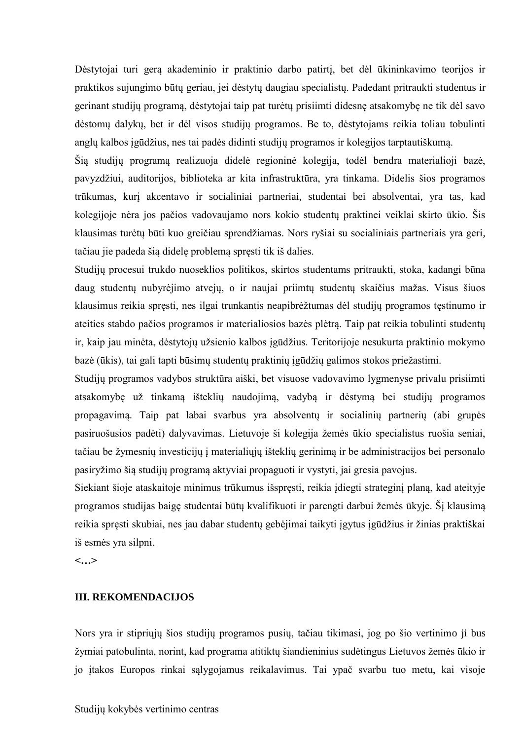Dėstytojai turi gerą akademinio ir praktinio darbo patirtį, bet dėl ūkininkavimo teorijos ir praktikos sujungimo būtų geriau, jei dėstytų daugiau specialistų. Padedant pritraukti studentus ir gerinant studijų programą, dėstytojai taip pat turėtų prisiimti didesnę atsakomybę ne tik dėl savo dėstomų dalykų, bet ir dėl visos studijų programos. Be to, dėstytojams reikia toliau tobulinti anglų kalbos įgūdžius, nes tai padės didinti studijų programos ir kolegijos tarptautiškumą.

Šią studijų programą realizuoja didelė regioninė kolegija, todėl bendra materialioji bazė, pavyzdžiui, auditorijos, biblioteka ar kita infrastruktūra, yra tinkama. Didelis šios programos trūkumas, kurį akcentavo ir socialiniai partneriai, studentai bei absolventai, yra tas, kad kolegijoje nėra jos pačios vadovaujamo nors kokio studentų praktinei veiklai skirto ūkio. Šis klausimas turėtų būti kuo greičiau sprendžiamas. Nors ryšiai su socialiniais partneriais yra geri, tačiau jie padeda šią didelę problemą spręsti tik iš dalies.

Studijų procesui trukdo nuoseklios politikos, skirtos studentams pritraukti, stoka, kadangi būna daug studentų nubyrėjimo atvejų, o ir naujai priimtų studentų skaičius mažas. Visus šiuos klausimus reikia spręsti, nes ilgai trunkantis neapibrėžtumas dėl studijų programos tęstinumo ir ateities stabdo pačios programos ir materialiosios bazės plėtrą. Taip pat reikia tobulinti studentų ir, kaip jau minėta, dėstytojų užsienio kalbos įgūdžius. Teritorijoje nesukurta praktinio mokymo bazė (ūkis), tai gali tapti būsimų studentų praktinių įgūdžių galimos stokos priežastimi.

Studijų programos vadybos struktūra aiški, bet visuose vadovavimo lygmenyse privalu prisiimti atsakomybę už tinkamą išteklių naudojimą, vadybą ir dėstymą bei studijų programos propagavimą. Taip pat labai svarbus yra absolventų ir socialinių partnerių (abi grupės pasiruošusios padėti) dalyvavimas. Lietuvoje ši kolegija žemės ūkio specialistus ruošia seniai, tačiau be žymesnių investicijų į materialiųjų išteklių gerinimą ir be administracijos bei personalo pasiryžimo šią studijų programą aktyviai propaguoti ir vystyti, jai gresia pavojus.

Siekiant šioje ataskaitoje minimus trūkumus išspręsti, reikia įdiegti strateginį planą, kad ateityje programos studijas baigę studentai būtų kvalifikuoti ir parengti darbui žemės ūkyje. Šį klausimą reikia spręsti skubiai, nes jau dabar studentų gebėjimai taikyti įgytus įgūdžius ir žinias praktiškai iš esmės yra silpni.

**<…>**

## III. REKOMENDACIJOS

Nors yra ir stipriųjų šios studijų programos pusių, tačiau tikimasi, jog po šio vertinimo ji bus žymiai patobulinta, norint, kad programa atitiktų šiandieninius sudėtingus Lietuvos žemės ūkio ir jo įtakos Europos rinkai sąlygojamus reikalavimus. Tai ypač svarbu tuo metu, kai visoje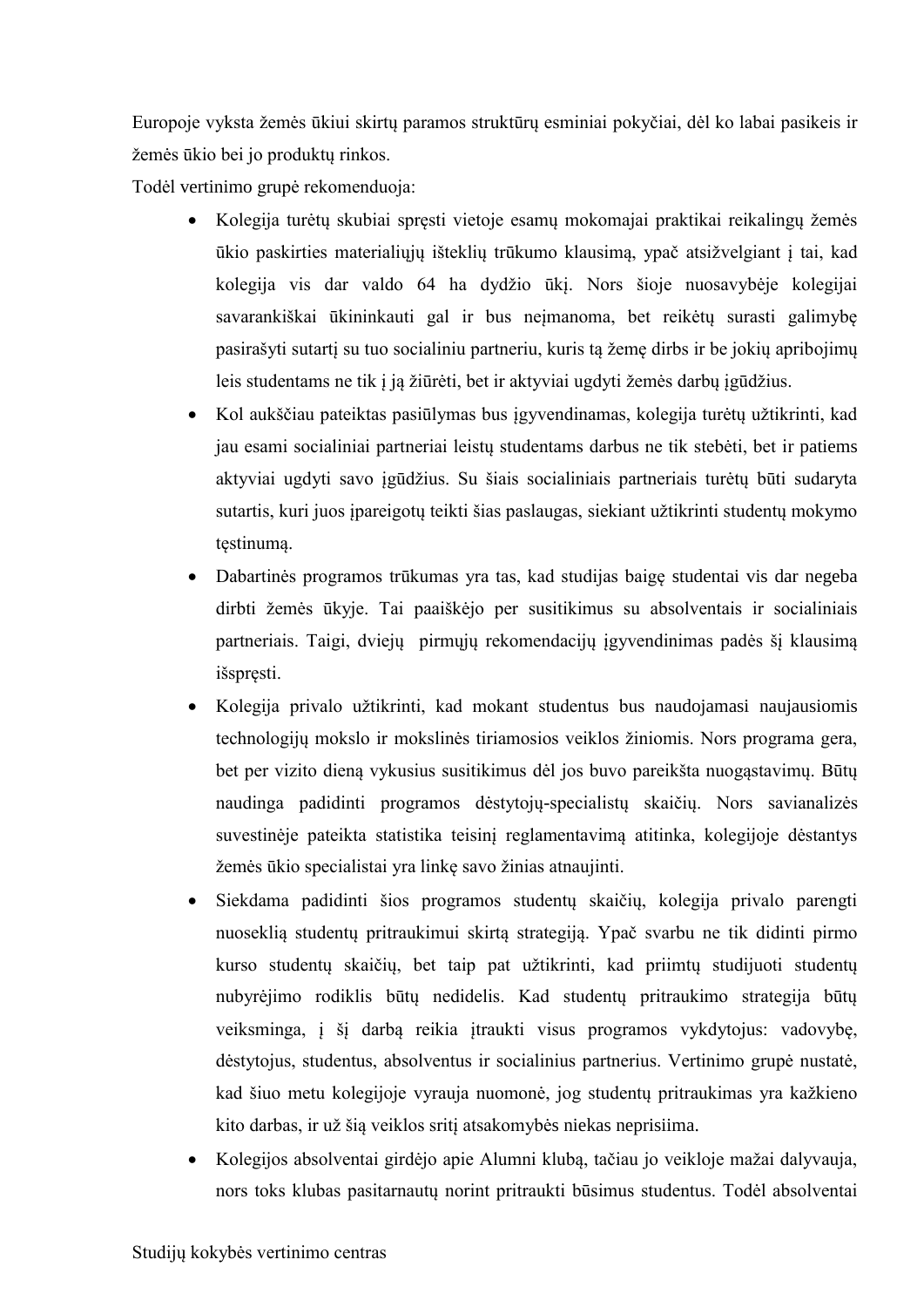Europoje vyksta žemės ūkiui skirtų paramos struktūrų esminiai pokyčiai, dėl ko labai pasikeis ir žemės ūkio bei jo produktų rinkos.

Todėl vertinimo grupė rekomenduoja:

- Kolegija turėtų skubiai spręsti vietoje esamų mokomajai praktikai reikalingų žemės ūkio paskirties materialiųjų išteklių trūkumo klausimą, ypač atsižvelgiant į tai, kad kolegija vis dar valdo 64 ha dydžio ūkį. Nors šioje nuosavybėje kolegijai savarankiškai ūkininkauti gal ir bus neįmanoma, bet reikėtų surasti galimybę pasirašyti sutartį su tuo socialiniu partneriu, kuris tą žemę dirbs ir be jokių apribojimų leis studentams ne tik į ją žiūrėti, bet ir aktyviai ugdyti žemės darbų įgūdžius.
- Kol aukščiau pateiktas pasiūlymas bus įgyvendinamas, kolegija turėtų užtikrinti, kad jau esami socialiniai partneriai leistų studentams darbus ne tik stebėti, bet ir patiems aktyviai ugdyti savo įgūdžius. Su šiais socialiniais partneriais turėtų būti sudaryta sutartis, kuri juos įpareigotų teikti šias paslaugas, siekiant užtikrinti studentų mokymo tęstinumą.
- Dabartinės programos trūkumas yra tas, kad studijas baigę studentai vis dar negeba dirbti žemės ūkyje. Tai paaiškėjo per susitikimus su absolventais ir socialiniais partneriais. Taigi, dviejų pirmųjų rekomendacijų įgyvendinimas padės šį klausimą išspręsti.
- Kolegija privalo užtikrinti, kad mokant studentus bus naudojamasi naujausiomis technologijų mokslo ir mokslinės tiriamosios veiklos žiniomis. Nors programa gera, bet per vizito dieną vykusius susitikimus dėl jos buvo pareikšta nuogąstavimų. Būtų naudinga padidinti programos dėstytojų-specialistų skaičių. Nors savianalizės suvestinėje pateikta statistika teisinį reglamentavimą atitinka, kolegijoje dėstantys žemės ūkio specialistai yra linkę savo žinias atnaujinti.
- Siekdama padidinti šios programos studentų skaičių, kolegija privalo parengti nuoseklią studentų pritraukimui skirtą strategiją. Ypač svarbu ne tik didinti pirmo kurso studentų skaičių, bet taip pat užtikrinti, kad priimtų studijuoti studentų nubyrėjimo rodiklis būtų nedidelis. Kad studentų pritraukimo strategija būtų veiksminga, į šį darbą reikia įtraukti visus programos vykdytojus: vadovybę, dėstytojus, studentus, absolventus ir socialinius partnerius. Vertinimo grupė nustatė, kad šiuo metu kolegijoje vyrauja nuomonė, jog studentų pritraukimas yra kažkieno kito darbas, ir už šią veiklos sritį atsakomybės niekas neprisiima.
- Kolegijos absolventai girdėjo apie Alumni klubą, tačiau jo veikloje mažai dalyvauja, nors toks klubas pasitarnautų norint pritraukti būsimus studentus. Todėl absolventai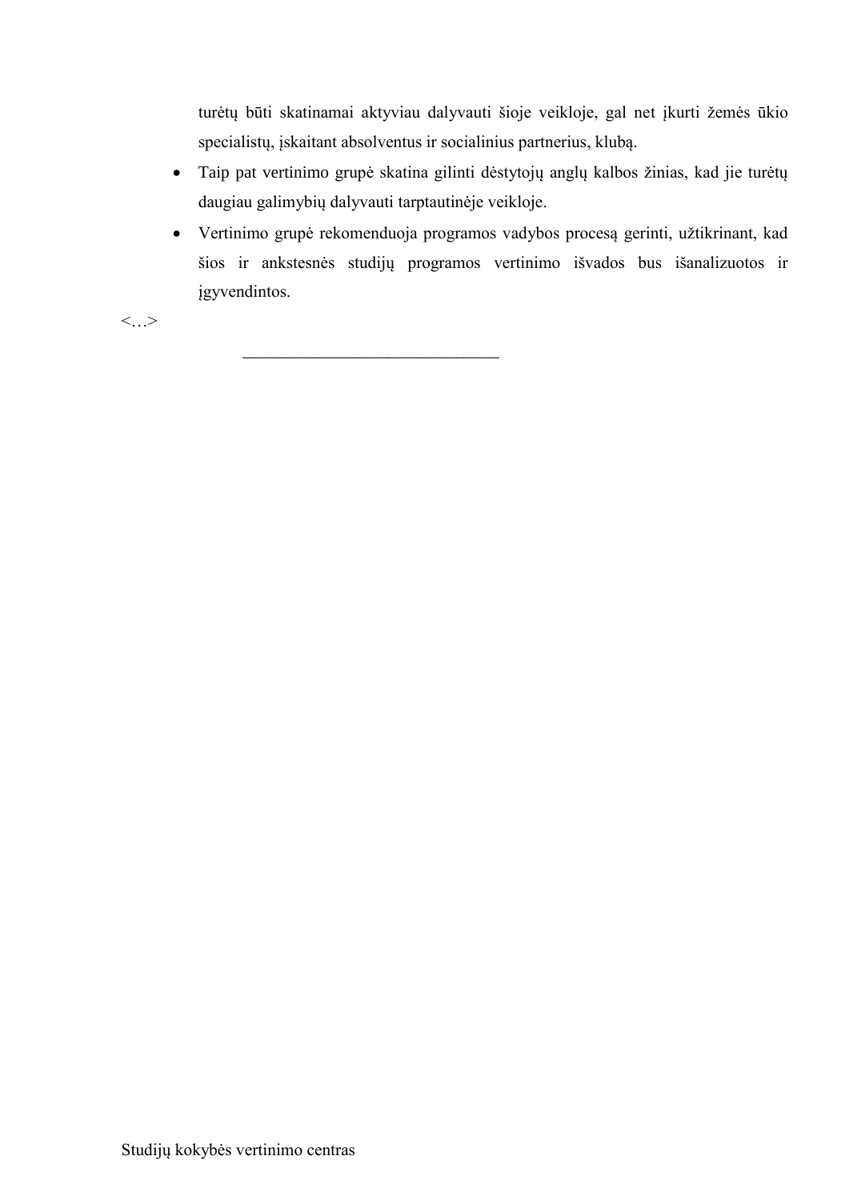turėtų būti skatinamai aktyviau dalyvauti šioje veikloje, gal net įkurti žemės ūkio specialistų, įskaitant absolventus ir socialinius partnerius, klubą.

- Taip pat vertinimo grupė skatina gilinti dėstytojų anglų kalbos žinias, kad jie turėtų daugiau galimybių dalyvauti tarptautinėje veikloje.
- Vertinimo grupė rekomenduoja programos vadybos procesą gerinti, užtikrinant, kad šios ir ankstesnės studijų programos vertinimo išvados bus išanalizuotos ir įgyvendintos.

<…>

______________________________